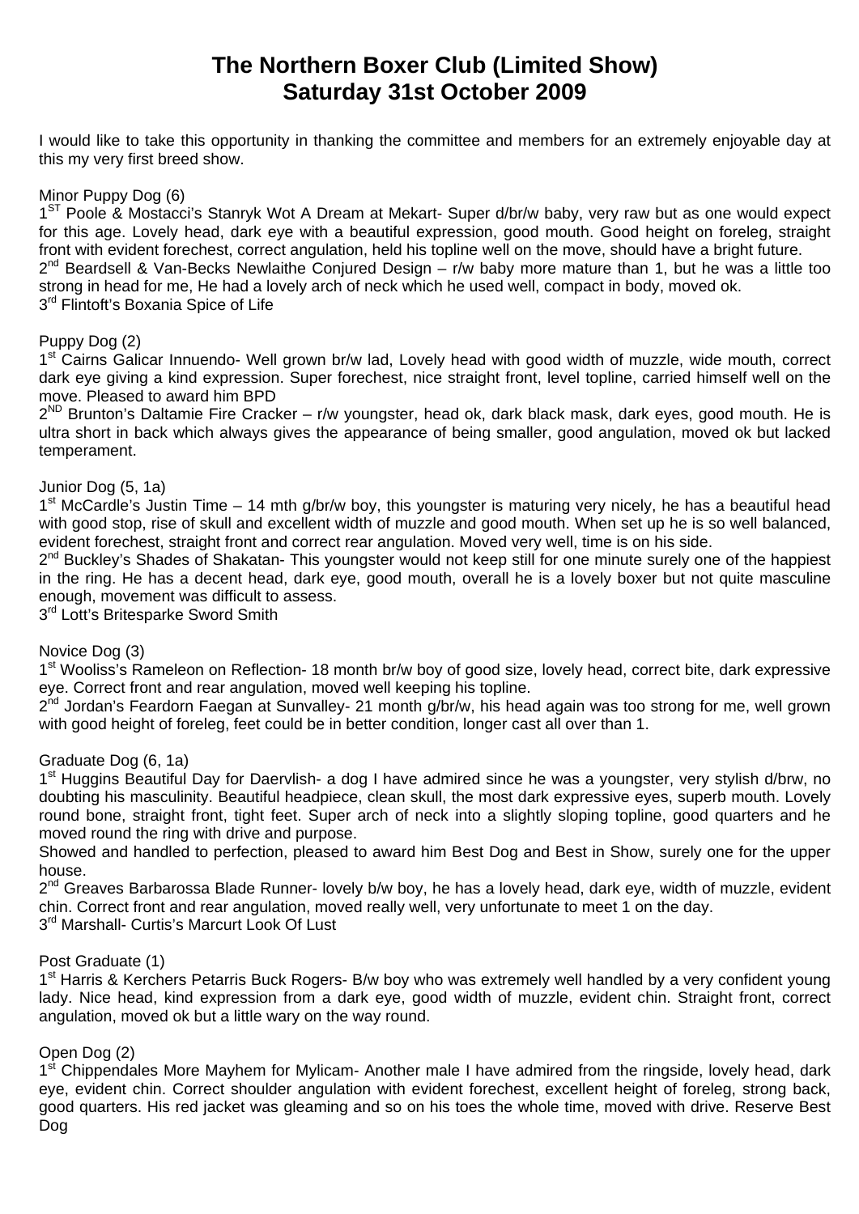# The Northern Boxer Club (Limited Show)
# Saturday 31st October 2009

I would like to take this opportunity in thanking the committee and members for an extremely enjoyable day at this my very first breed show.

Minor Puppy Dog (6)
1ST Poole & Mostacci's Stanryk Wot A Dream at Mekart- Super d/br/w baby, very raw but as one would expect for this age. Lovely head, dark eye with a beautiful expression, good mouth. Good height on foreleg, straight front with evident forechest, correct angulation, held his topline well on the move, should have a bright future.
2nd Beardsell & Van-Becks Newlaithe Conjured Design – r/w baby more mature than 1, but he was a little too strong in head for me, He had a lovely arch of neck which he used well, compact in body, moved ok.
3rd Flintoft's Boxania Spice of Life

Puppy Dog (2)
1st Cairns Galicar Innuendo- Well grown br/w lad, Lovely head with good width of muzzle, wide mouth, correct dark eye giving a kind expression. Super forechest, nice straight front, level topline, carried himself well on the move. Pleased to award him BPD
2ND Brunton's Daltamie Fire Cracker – r/w youngster, head ok, dark black mask, dark eyes, good mouth. He is ultra short in back which always gives the appearance of being smaller, good angulation, moved ok but lacked temperament.

Junior Dog (5, 1a)
1st McCardle's Justin Time – 14 mth g/br/w boy, this youngster is maturing very nicely, he has a beautiful head with good stop, rise of skull and excellent width of muzzle and good mouth. When set up he is so well balanced, evident forechest, straight front and correct rear angulation. Moved very well, time is on his side.
2nd Buckley's Shades of Shakatan- This youngster would not keep still for one minute surely one of the happiest in the ring. He has a decent head, dark eye, good mouth, overall he is a lovely boxer but not quite masculine enough, movement was difficult to assess.
3rd Lott's Britesparke Sword Smith

Novice Dog (3)
1st Wooliss's Rameleon on Reflection- 18 month br/w boy of good size, lovely head, correct bite, dark expressive eye. Correct front and rear angulation, moved well keeping his topline.
2nd Jordan's Feardorn Faegan at Sunvalley- 21 month g/br/w, his head again was too strong for me, well grown with good height of foreleg, feet could be in better condition, longer cast all over than 1.

Graduate Dog (6, 1a)
1st Huggins Beautiful Day for Daervlish- a dog I have admired since he was a youngster, very stylish d/brw, no doubting his masculinity. Beautiful headpiece, clean skull, the most dark expressive eyes, superb mouth. Lovely round bone, straight front, tight feet. Super arch of neck into a slightly sloping topline, good quarters and he moved round the ring with drive and purpose.
Showed and handled to perfection, pleased to award him Best Dog and Best in Show, surely one for the upper house.
2nd Greaves Barbarossa Blade Runner- lovely b/w boy, he has a lovely head, dark eye, width of muzzle, evident chin. Correct front and rear angulation, moved really well, very unfortunate to meet 1 on the day.
3rd Marshall- Curtis's Marcurt Look Of Lust

Post Graduate (1)
1st Harris & Kerchers Petarris Buck Rogers- B/w boy who was extremely well handled by a very confident young lady. Nice head, kind expression from a dark eye, good width of muzzle, evident chin. Straight front, correct angulation, moved ok but a little wary on the way round.

Open Dog (2)
1st Chippendales More Mayhem for Mylicam- Another male I have admired from the ringside, lovely head, dark eye, evident chin. Correct shoulder angulation with evident forechest, excellent height of foreleg, strong back, good quarters. His red jacket was gleaming and so on his toes the whole time, moved with drive. Reserve Best Dog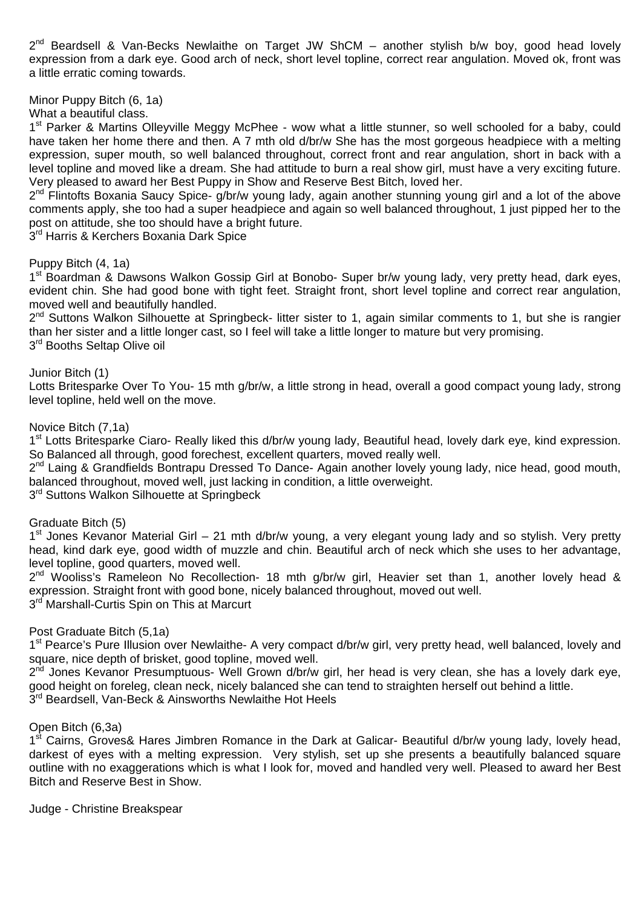2nd Beardsell & Van-Becks Newlaithe on Target JW ShCM – another stylish b/w boy, good head lovely expression from a dark eye. Good arch of neck, short level topline, correct rear angulation. Moved ok, front was a little erratic coming towards.

Minor Puppy Bitch (6, 1a)

What a beautiful class.

1st Parker & Martins Olleyville Meggy McPhee - wow what a little stunner, so well schooled for a baby, could have taken her home there and then. A 7 mth old d/br/w She has the most gorgeous headpiece with a melting expression, super mouth, so well balanced throughout, correct front and rear angulation, short in back with a level topline and moved like a dream. She had attitude to burn a real show girl, must have a very exciting future. Very pleased to award her Best Puppy in Show and Reserve Best Bitch, loved her.

2nd Flintofts Boxania Saucy Spice- g/br/w young lady, again another stunning young girl and a lot of the above comments apply, she too had a super headpiece and again so well balanced throughout, 1 just pipped her to the post on attitude, she too should have a bright future.

3rd Harris & Kerchers Boxania Dark Spice

Puppy Bitch (4, 1a)

1st Boardman & Dawsons Walkon Gossip Girl at Bonobo- Super br/w young lady, very pretty head, dark eyes, evident chin. She had good bone with tight feet. Straight front, short level topline and correct rear angulation, moved well and beautifully handled.

2nd Suttons Walkon Silhouette at Springbeck- litter sister to 1, again similar comments to 1, but she is rangier than her sister and a little longer cast, so I feel will take a little longer to mature but very promising.

3rd Booths Seltap Olive oil

Junior Bitch (1)

Lotts Britesparke Over To You- 15 mth g/br/w, a little strong in head, overall a good compact young lady, strong level topline, held well on the move.

Novice Bitch (7,1a)

1st Lotts Britesparke Ciaro- Really liked this d/br/w young lady, Beautiful head, lovely dark eye, kind expression. So Balanced all through, good forechest, excellent quarters, moved really well.

2nd Laing & Grandfields Bontrapu Dressed To Dance- Again another lovely young lady, nice head, good mouth, balanced throughout, moved well, just lacking in condition, a little overweight.

3rd Suttons Walkon Silhouette at Springbeck

Graduate Bitch (5)

1st Jones Kevanor Material Girl – 21 mth d/br/w young, a very elegant young lady and so stylish. Very pretty head, kind dark eye, good width of muzzle and chin. Beautiful arch of neck which she uses to her advantage, level topline, good quarters, moved well.

2nd Wooliss's Rameleon No Recollection- 18 mth g/br/w girl, Heavier set than 1, another lovely head & expression. Straight front with good bone, nicely balanced throughout, moved out well.

3rd Marshall-Curtis Spin on This at Marcurt

Post Graduate Bitch (5,1a)

1st Pearce's Pure Illusion over Newlaithe- A very compact d/br/w girl, very pretty head, well balanced, lovely and square, nice depth of brisket, good topline, moved well.

2nd Jones Kevanor Presumptuous- Well Grown d/br/w girl, her head is very clean, she has a lovely dark eye, good height on foreleg, clean neck, nicely balanced she can tend to straighten herself out behind a little.

3rd Beardsell, Van-Beck & Ainsworths Newlaithe Hot Heels

Open Bitch (6,3a)

1st Cairns, Groves& Hares Jimbren Romance in the Dark at Galicar- Beautiful d/br/w young lady, lovely head, darkest of eyes with a melting expression. Very stylish, set up she presents a beautifully balanced square outline with no exaggerations which is what I look for, moved and handled very well. Pleased to award her Best Bitch and Reserve Best in Show.

Judge - Christine Breakspear